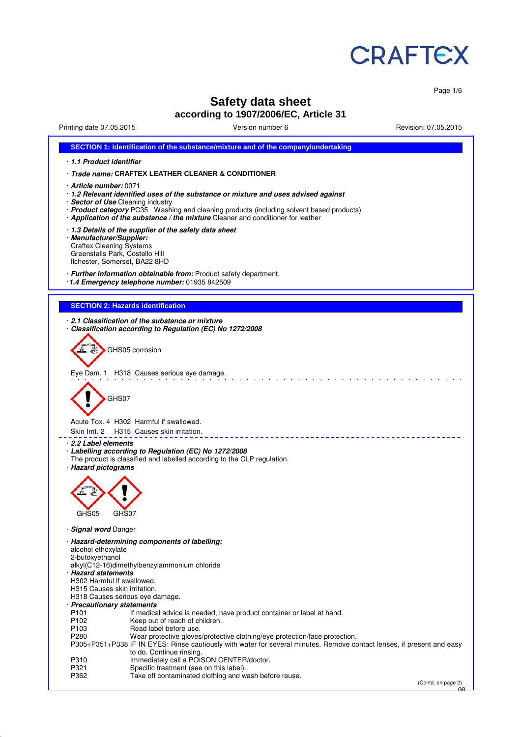CRAFTEX

# Safety data sheet
## according to 1907/2006/EC, Article 31

Printing date 07.05.2015 | Version number 6 | Revision: 07.05.2015

### SECTION 1: Identification of the substance/mixture and of the company/undertaking

· ***1.1 Product identifier***

· ***Trade name:*** **CRAFTEX LEATHER CLEANER & CONDITIONER**

· ***Article number:*** 0071
· ***1.2 Relevant identified uses of the substance or mixture and uses advised against***
· ***Sector of Use*** Cleaning industry
· ***Product category*** PC35 Washing and cleaning products (including solvent based products)
· ***Application of the substance / the mixture*** Cleaner and conditioner for leather

· ***1.3 Details of the supplier of the safety data sheet***
· ***Manufacturer/Supplier:***
Craftex Cleaning Systems
Greenstalls Park, Costello Hill
Ilchester, Somerset, BA22 8HD

· ***Further information obtainable from:*** Product safety department.
· ***1.4 Emergency telephone number:*** 01935 842509

### SECTION 2: Hazards identification

· ***2.1 Classification of the substance or mixture***
· ***Classification according to Regulation (EC) No 1272/2008***

GHS05 corrosion

Eye Dam. 1 H318 Causes serious eye damage.

GHS07

Acute Tox. 4 H302 Harmful if swallowed.
Skin Irrit. 2 H315 Causes skin irritation.

· ***2.2 Label elements***
· ***Labelling according to Regulation (EC) No 1272/2008***
The product is classified and labelled according to the CLP regulation.
· ***Hazard pictograms***

GHS05 GHS07

· ***Signal word*** Danger

· ***Hazard-determining components of labelling:***
alcohol ethoxylate
2-butoxyethanol
alkyl(C12-16)dimethylbenzylammonium chloride
· ***Hazard statements***
H302 Harmful if swallowed.
H315 Causes skin irritation.
H318 Causes serious eye damage.
· ***Precautionary statements***

| | |
|---|---|
| P101 | If medical advice is needed, have product container or label at hand. |
| P102 | Keep out of reach of children. |
| P103 | Read label before use. |
| P280 | Wear protective gloves/protective clothing/eye protection/face protection. |
| P305+P351+P338 | IF IN EYES: Rinse cautiously with water for several minutes. Remove contact lenses, if present and easy to do. Continue rinsing. |
| P310 | Immediately call a POISON CENTER/doctor. |
| P321 | Specific treatment (see on this label). |
| P362 | Take off contaminated clothing and wash before reuse. |

(Contd. on page 2)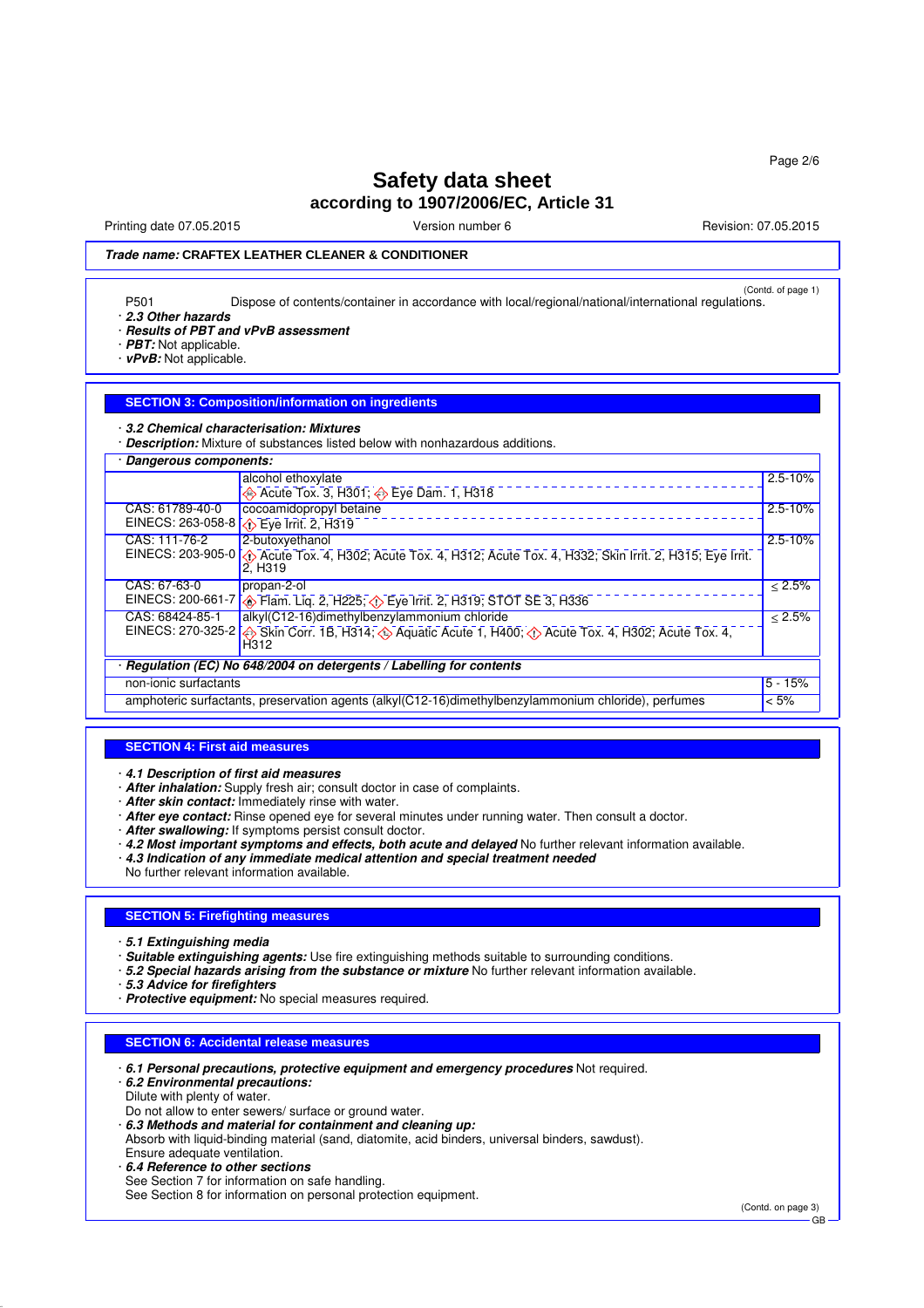(Contd. of page 1)

P501 Dispose of contents/container in accordance with local/regional/national/international regulations.

- **2.3 Other hazards**
- **Results of PBT and vPvB assessment**
- **PBT:** Not applicable.
- **vPvB:** Not applicable.

## SECTION 3: Composition/information on ingredients

- **3.2 Chemical characterisation: Mixtures**
- **Description:** Mixture of substances listed below with nonhazardous additions.

| · Dangerous components: | | |
|---|---|---|
| | alcohol ethoxylate<br>Acute Tox. 3, H301; Eye Dam. 1, H318 | 2.5-10% |
| CAS: 61789-40-0<br>EINECS: 263-058-8 | cocoamidopropyl betaine<br>Eye Irrit. 2, H319 | 2.5-10% |
| CAS: 111-76-2<br>EINECS: 203-905-0 | 2-butoxyethanol<br>Acute Tox. 4, H302; Acute Tox. 4, H312; Acute Tox. 4, H332; Skin Irrit. 2, H315; Eye Irrit. 2, H319 | 2.5-10% |
| CAS: 67-63-0<br>EINECS: 200-661-7 | propan-2-ol<br>Flam. Liq. 2, H225; Eye Irrit. 2, H319; STOT SE 3, H336 | ≤ 2.5% |
| CAS: 68424-85-1<br>EINECS: 270-325-2 | alkyl(C12-16)dimethylbenzylammonium chloride<br>Skin Corr. 1B, H314; Aquatic Acute 1, H400; Acute Tox. 4, H302; Acute Tox. 4, H312 | ≤ 2.5% |

| · Regulation (EC) No 648/2004 on detergents / Labelling for contents | |
|---|---|
| non-ionic surfactants | 5 - 15% |
| amphoteric surfactants, preservation agents (alkyl(C12-16)dimethylbenzylammonium chloride), perfumes | < 5% |

## SECTION 4: First aid measures

- **4.1 Description of first aid measures**
- **After inhalation:** Supply fresh air; consult doctor in case of complaints.
- **After skin contact:** Immediately rinse with water.
- **After eye contact:** Rinse opened eye for several minutes under running water. Then consult a doctor.
- **After swallowing:** If symptoms persist consult doctor.
- **4.2 Most important symptoms and effects, both acute and delayed** No further relevant information available.
- **4.3 Indication of any immediate medical attention and special treatment needed**
  No further relevant information available.

## SECTION 5: Firefighting measures

- **5.1 Extinguishing media**
- **Suitable extinguishing agents:** Use fire extinguishing methods suitable to surrounding conditions.
- **5.2 Special hazards arising from the substance or mixture** No further relevant information available.
- **5.3 Advice for firefighters**
- **Protective equipment:** No special measures required.

## SECTION 6: Accidental release measures

- **6.1 Personal precautions, protective equipment and emergency procedures** Not required.
- **6.2 Environmental precautions:**
  Dilute with plenty of water.
  Do not allow to enter sewers/ surface or ground water.
- **6.3 Methods and material for containment and cleaning up:**
  Absorb with liquid-binding material (sand, diatomite, acid binders, universal binders, sawdust).
  Ensure adequate ventilation.
- **6.4 Reference to other sections**
  See Section 7 for information on safe handling.
  See Section 8 for information on personal protection equipment.

(Contd. on page 3)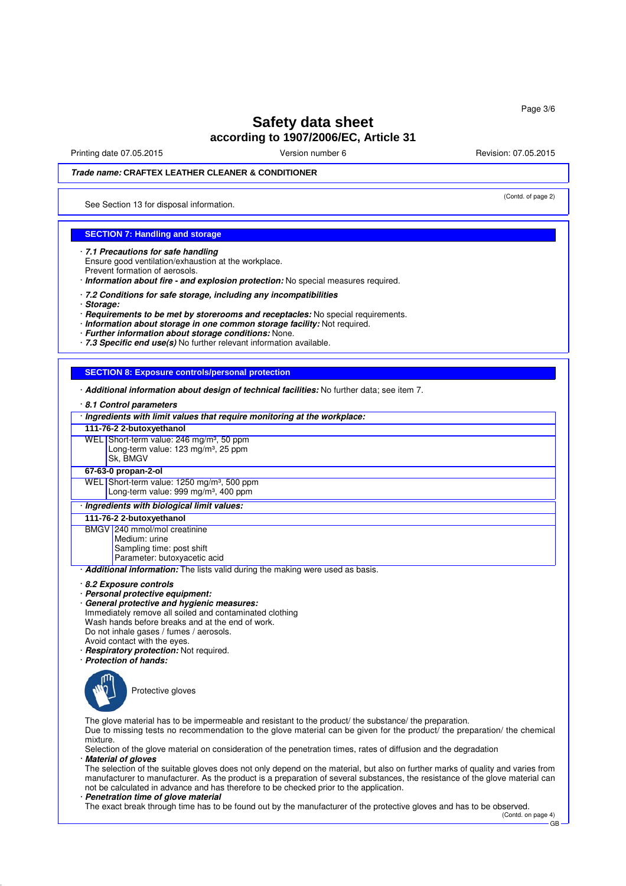**Trade name: CRAFTEX LEATHER CLEANER & CONDITIONER**

(Contd. of page 2)

See Section 13 for disposal information.

## SECTION 7: Handling and storage

· ***7.1 Precautions for safe handling***
Ensure good ventilation/exhaustion at the workplace.
Prevent formation of aerosols.
· ***Information about fire - and explosion protection:*** No special measures required.

· ***7.2 Conditions for safe storage, including any incompatibilities***
· ***Storage:***
· ***Requirements to be met by storerooms and receptacles:*** No special requirements.
· ***Information about storage in one common storage facility:*** Not required.
· ***Further information about storage conditions:*** None.
· ***7.3 Specific end use(s)*** No further relevant information available.

## SECTION 8: Exposure controls/personal protection

· ***Additional information about design of technical facilities:*** No further data; see item 7.

· ***8.1 Control parameters***

· ***Ingredients with limit values that require monitoring at the workplace:***

| **111-76-2 2-butoxyethanol** | |
|---|---|
| WEL | Short-term value: 246 mg/m³, 50 ppm<br>Long-term value: 123 mg/m³, 25 ppm<br>Sk, BMGV |
| **67-63-0 propan-2-ol** | |
| WEL | Short-term value: 1250 mg/m³, 500 ppm<br>Long-term value: 999 mg/m³, 400 ppm |

· ***Ingredients with biological limit values:***

| **111-76-2 2-butoxyethanol** | |
|---|---|
| BMGV | 240 mmol/mol creatinine<br>Medium: urine<br>Sampling time: post shift<br>Parameter: butoxyacetic acid |

· ***Additional information:*** The lists valid during the making were used as basis.

· ***8.2 Exposure controls***
· ***Personal protective equipment:***
· ***General protective and hygienic measures:***
Immediately remove all soiled and contaminated clothing
Wash hands before breaks and at the end of work.
Do not inhale gases / fumes / aerosols.
Avoid contact with the eyes.
· ***Respiratory protection:*** Not required.
· ***Protection of hands:***

Protective gloves

The glove material has to be impermeable and resistant to the product/ the substance/ the preparation.
Due to missing tests no recommendation to the glove material can be given for the product/ the preparation/ the chemical mixture.
Selection of the glove material on consideration of the penetration times, rates of diffusion and the degradation
· ***Material of gloves***
The selection of the suitable gloves does not only depend on the material, but also on further marks of quality and varies from manufacturer to manufacturer. As the product is a preparation of several substances, the resistance of the glove material can not be calculated in advance and has therefore to be checked prior to the application.
· ***Penetration time of glove material***
The exact break through time has to be found out by the manufacturer of the protective gloves and has to be observed.

(Contd. on page 4)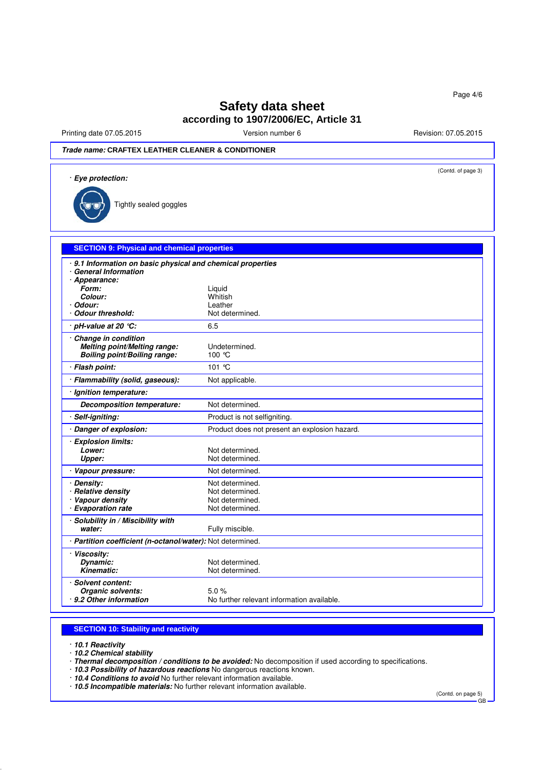# Safety data sheet
## according to 1907/2006/EC, Article 31

Printing date 07.05.2015 Version number 6 Revision: 07.05.2015

***Trade name:*** **CRAFTEX LEATHER CLEANER & CONDITIONER**

(Contd. of page 3)

· ***Eye protection:***

Tightly sealed goggles

## SECTION 9: Physical and chemical properties

| | |
|---|---|
| · ***9.1 Information on basic physical and chemical properties*** | |
| · ***General Information*** | |
| · ***Appearance:*** | |
| ***Form:*** | Liquid |
| ***Colour:*** | Whitish |
| · ***Odour:*** | Leather |
| · ***Odour threshold:*** | Not determined. |
| · ***pH-value at 20 °C:*** | 6.5 |
| · ***Change in condition*** | |
| ***Melting point/Melting range:*** | Undetermined. |
| ***Boiling point/Boiling range:*** | 100 °C |
| · ***Flash point:*** | 101 °C |
| · ***Flammability (solid, gaseous):*** | Not applicable. |
| · ***Ignition temperature:*** | |
| ***Decomposition temperature:*** | Not determined. |
| · ***Self-igniting:*** | Product is not selfigniting. |
| · ***Danger of explosion:*** | Product does not present an explosion hazard. |
| · ***Explosion limits:*** | |
| ***Lower:*** | Not determined. |
| ***Upper:*** | Not determined. |
| · ***Vapour pressure:*** | Not determined. |
| · ***Density:*** | Not determined. |
| · ***Relative density*** | Not determined. |
| · ***Vapour density*** | Not determined. |
| · ***Evaporation rate*** | Not determined. |
| · ***Solubility in / Miscibility with water:*** | Fully miscible. |
| · ***Partition coefficient (n-octanol/water):*** | Not determined. |
| · ***Viscosity:*** | |
| ***Dynamic:*** | Not determined. |
| ***Kinematic:*** | Not determined. |
| · ***Solvent content:*** | |
| ***Organic solvents:*** | 5.0 % |
| · ***9.2 Other information*** | No further relevant information available. |

## SECTION 10: Stability and reactivity

· ***10.1 Reactivity***
· ***10.2 Chemical stability***
· ***Thermal decomposition / conditions to be avoided:*** No decomposition if used according to specifications.
· ***10.3 Possibility of hazardous reactions*** No dangerous reactions known.
· ***10.4 Conditions to avoid*** No further relevant information available.
· ***10.5 Incompatible materials:*** No further relevant information available.

(Contd. on page 5)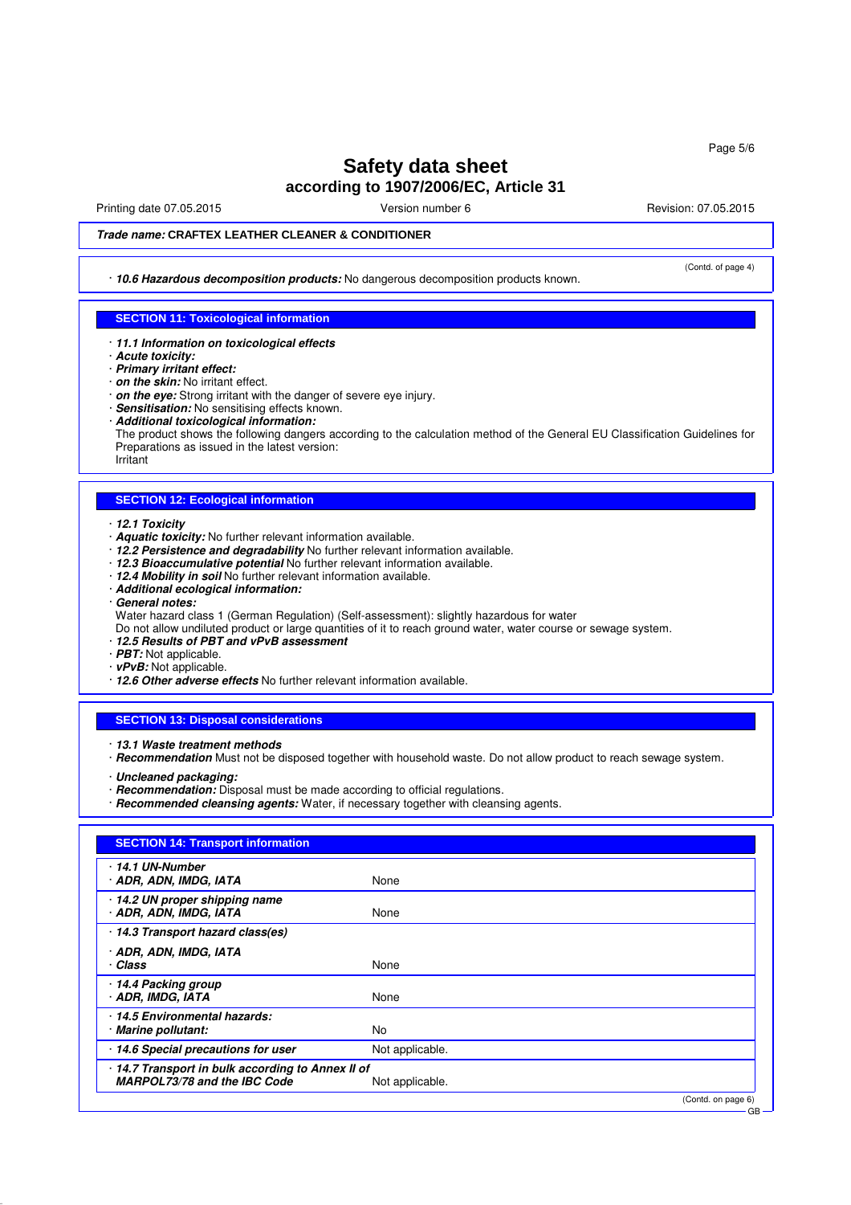# Safety data sheet
## according to 1907/2006/EC, Article 31

Printing date 07.05.2015 | Version number 6 | Revision: 07.05.2015

**Trade name: CRAFTEX LEATHER CLEANER & CONDITIONER**

(Contd. of page 4)

· **10.6 Hazardous decomposition products:** No dangerous decomposition products known.

## SECTION 11: Toxicological information

· ***11.1 Information on toxicological effects***
· ***Acute toxicity:***
· ***Primary irritant effect:***
· ***on the skin:*** No irritant effect.
· ***on the eye:*** Strong irritant with the danger of severe eye injury.
· ***Sensitisation:*** No sensitising effects known.
· ***Additional toxicological information:***
The product shows the following dangers according to the calculation method of the General EU Classification Guidelines for Preparations as issued in the latest version:
Irritant

## SECTION 12: Ecological information

· ***12.1 Toxicity***
· ***Aquatic toxicity:*** No further relevant information available.
· ***12.2 Persistence and degradability*** No further relevant information available.
· ***12.3 Bioaccumulative potential*** No further relevant information available.
· ***12.4 Mobility in soil*** No further relevant information available.
· ***Additional ecological information:***
· ***General notes:***
Water hazard class 1 (German Regulation) (Self-assessment): slightly hazardous for water
Do not allow undiluted product or large quantities of it to reach ground water, water course or sewage system.
· ***12.5 Results of PBT and vPvB assessment***
· ***PBT:*** Not applicable.
· ***vPvB:*** Not applicable.
· ***12.6 Other adverse effects*** No further relevant information available.

## SECTION 13: Disposal considerations

· ***13.1 Waste treatment methods***
· ***Recommendation*** Must not be disposed together with household waste. Do not allow product to reach sewage system.

· ***Uncleaned packaging:***
· ***Recommendation:*** Disposal must be made according to official regulations.
· ***Recommended cleansing agents:*** Water, if necessary together with cleansing agents.

## SECTION 14: Transport information

| | |
|---|---|
| · ***14.1 UN-Number*** <br> · ***ADR, ADN, IMDG, IATA*** | None |
| · ***14.2 UN proper shipping name*** <br> · ***ADR, ADN, IMDG, IATA*** | None |
| · ***14.3 Transport hazard class(es)*** <br> · ***ADR, ADN, IMDG, IATA*** <br> · ***Class*** | None |
| · ***14.4 Packing group*** <br> · ***ADR, IMDG, IATA*** | None |
| · ***14.5 Environmental hazards:*** <br> · ***Marine pollutant:*** | No |
| · ***14.6 Special precautions for user*** | Not applicable. |
| · ***14.7 Transport in bulk according to Annex II of MARPOL73/78 and the IBC Code*** | Not applicable. |

(Contd. on page 6)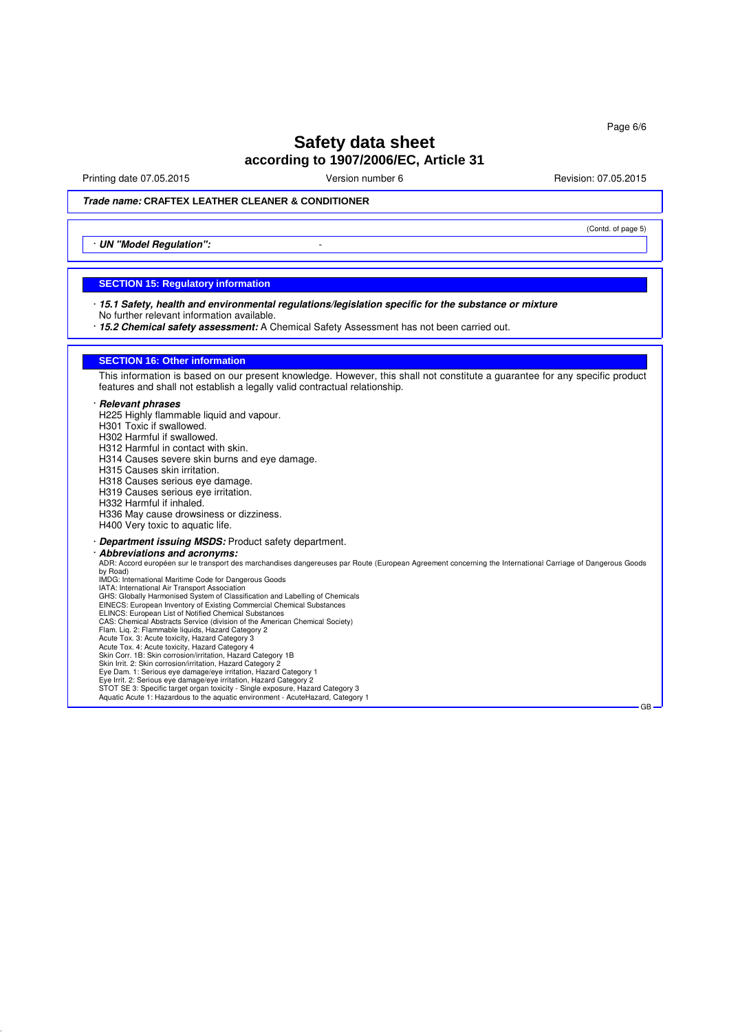# Safety data sheet
## according to 1907/2006/EC, Article 31

Printing date 07.05.2015 | Version number 6 | Revision: 07.05.2015

***Trade name:* CRAFTEX LEATHER CLEANER & CONDITIONER**

(Contd. of page 5)

· ***UN "Model Regulation":*** -

## SECTION 15: Regulatory information

· ***15.1 Safety, health and environmental regulations/legislation specific for the substance or mixture***
No further relevant information available.
· ***15.2 Chemical safety assessment:*** A Chemical Safety Assessment has not been carried out.

## SECTION 16: Other information

This information is based on our present knowledge. However, this shall not constitute a guarantee for any specific product features and shall not establish a legally valid contractual relationship.

· ***Relevant phrases***
H225 Highly flammable liquid and vapour.
H301 Toxic if swallowed.
H302 Harmful if swallowed.
H312 Harmful in contact with skin.
H314 Causes severe skin burns and eye damage.
H315 Causes skin irritation.
H318 Causes serious eye damage.
H319 Causes serious eye irritation.
H332 Harmful if inhaled.
H336 May cause drowsiness or dizziness.
H400 Very toxic to aquatic life.

· ***Department issuing MSDS:*** Product safety department.
· ***Abbreviations and acronyms:***
ADR: Accord européen sur le transport des marchandises dangereuses par Route (European Agreement concerning the International Carriage of Dangerous Goods by Road)
IMDG: International Maritime Code for Dangerous Goods
IATA: International Air Transport Association
GHS: Globally Harmonised System of Classification and Labelling of Chemicals
EINECS: European Inventory of Existing Commercial Chemical Substances
ELINCS: European List of Notified Chemical Substances
CAS: Chemical Abstracts Service (division of the American Chemical Society)
Flam. Liq. 2: Flammable liquids, Hazard Category 2
Acute Tox. 3: Acute toxicity, Hazard Category 3
Acute Tox. 4: Acute toxicity, Hazard Category 4
Skin Corr. 1B: Skin corrosion/irritation, Hazard Category 1B
Skin Irrit. 2: Skin corrosion/irritation, Hazard Category 2
Eye Dam. 1: Serious eye damage/eye irritation, Hazard Category 1
Eye Irrit. 2: Serious eye damage/eye irritation, Hazard Category 2
STOT SE 3: Specific target organ toxicity - Single exposure, Hazard Category 3
Aquatic Acute 1: Hazardous to the aquatic environment - AcuteHazard, Category 1